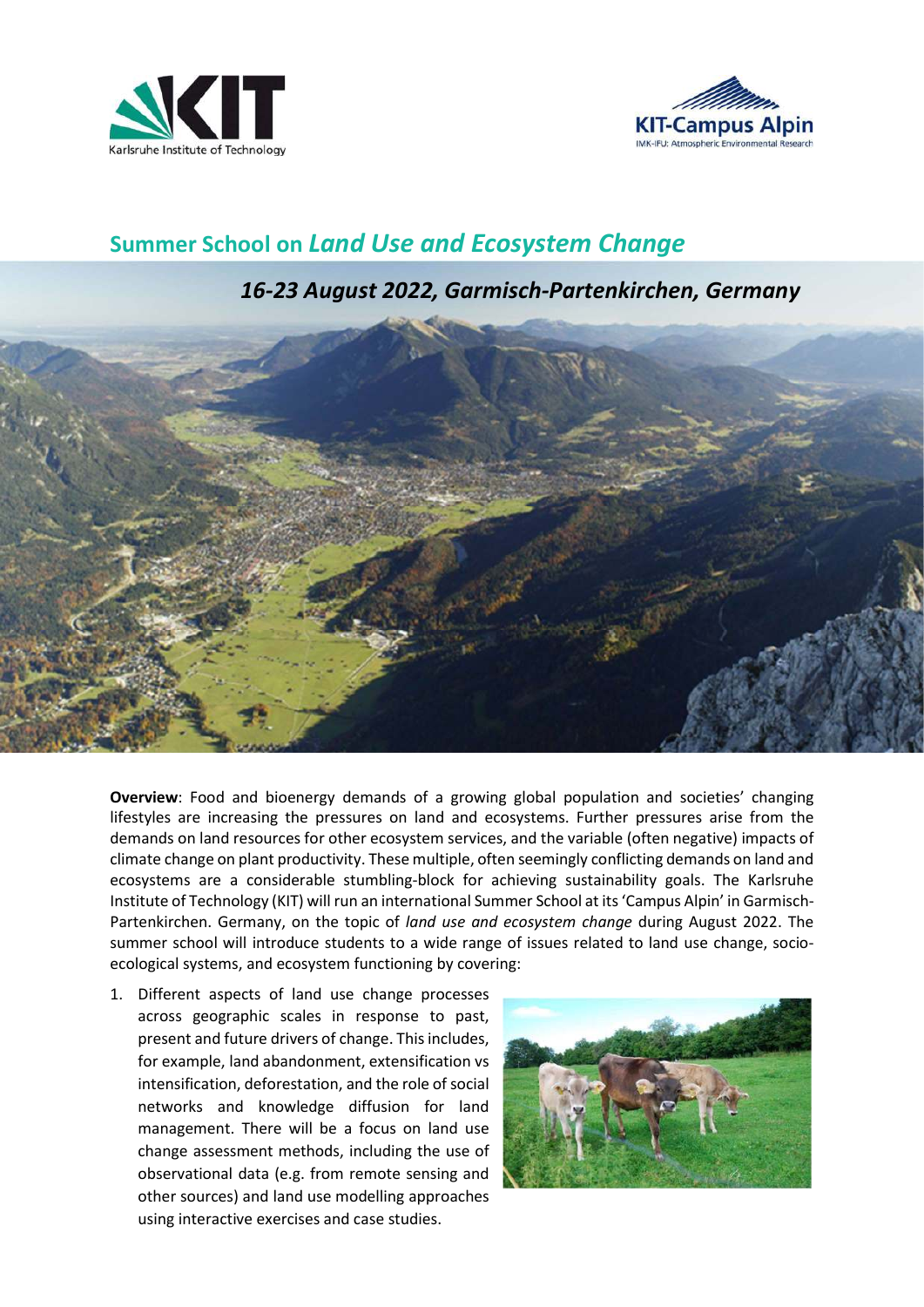# Summer School on *Land Use and Ecosystem Change*

## *16-23 August 2022, Garmisch-Partenkirchen, Germany*

**Overview**: Food and bioenergy demands of a growing global population and societies' changing lifestyles are increasing the pressures on land and ecosystems. Further pressures arise from the demands on land resources for other ecosystem services, and the variable (often negative) impacts of climate change on plant productivity. These multiple, often seemingly conflicting demands on land and ecosystems are a considerable stumbling-block for achieving sustainability goals. The Karlsruhe Institute of Technology (KIT) will run an international Summer School at its 'Campus Alpin' in Garmisch-Partenkirchen. Germany, on the topic of *land use and ecosystem change* during August 2022. The summer school will introduce students to a wide range of issues related to land use change, socio-ecological systems, and ecosystem functioning by covering:

1. Different aspects of land use change processes across geographic scales in response to past, present and future drivers of change. This includes, for example, land abandonment, extensification vs intensification, deforestation, and the role of social networks and knowledge diffusion for land management. There will be a focus on land use change assessment methods, including the use of observational data (e.g. from remote sensing and other sources) and land use modelling approaches using interactive exercises and case studies.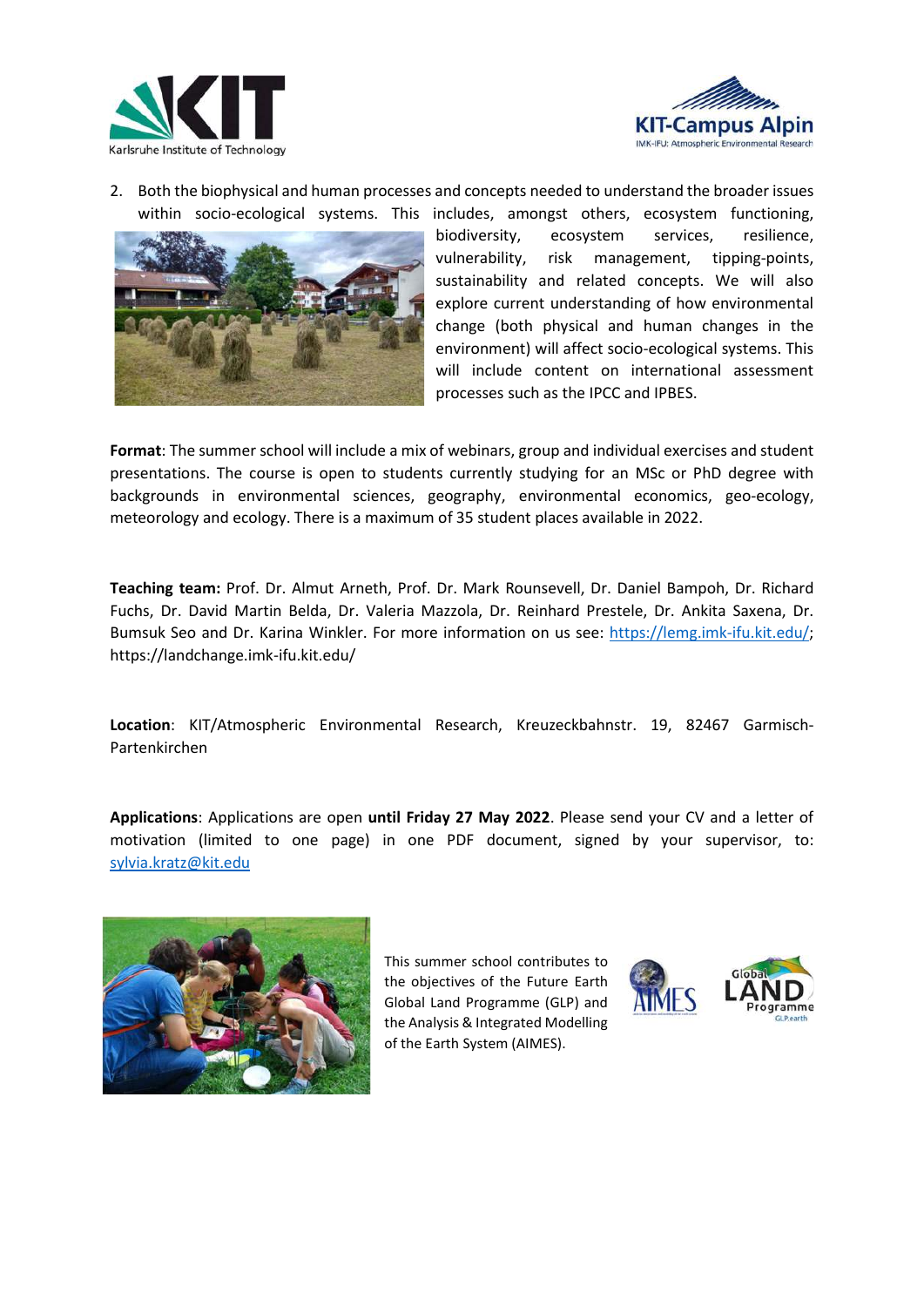2. Both the biophysical and human processes and concepts needed to understand the broader issues within socio-ecological systems. This includes, amongst others, ecosystem functioning, biodiversity, ecosystem services, resilience, vulnerability, risk management, tipping-points, sustainability and related concepts. We will also explore current understanding of how environmental change (both physical and human changes in the environment) will affect socio-ecological systems. This will include content on international assessment processes such as the IPCC and IPBES.

**Format**: The summer school will include a mix of webinars, group and individual exercises and student presentations. The course is open to students currently studying for an MSc or PhD degree with backgrounds in environmental sciences, geography, environmental economics, geo-ecology, meteorology and ecology. There is a maximum of 35 student places available in 2022.

**Teaching team:** Prof. Dr. Almut Arneth, Prof. Dr. Mark Rounsevell, Dr. Daniel Bampoh, Dr. Richard Fuchs, Dr. David Martin Belda, Dr. Valeria Mazzola, Dr. Reinhard Prestele, Dr. Ankita Saxena, Dr. Bumsuk Seo and Dr. Karina Winkler. For more information on us see: https://lemg.imk-ifu.kit.edu/; https://landchange.imk-ifu.kit.edu/

**Location**: KIT/Atmospheric Environmental Research, Kreuzeckbahnstr. 19, 82467 Garmisch-Partenkirchen

**Applications**: Applications are open **until Friday 27 May 2022**. Please send your CV and a letter of motivation (limited to one page) in one PDF document, signed by your supervisor, to: sylvia.kratz@kit.edu

This summer school contributes to the objectives of the Future Earth Global Land Programme (GLP) and the Analysis & Integrated Modelling of the Earth System (AIMES).